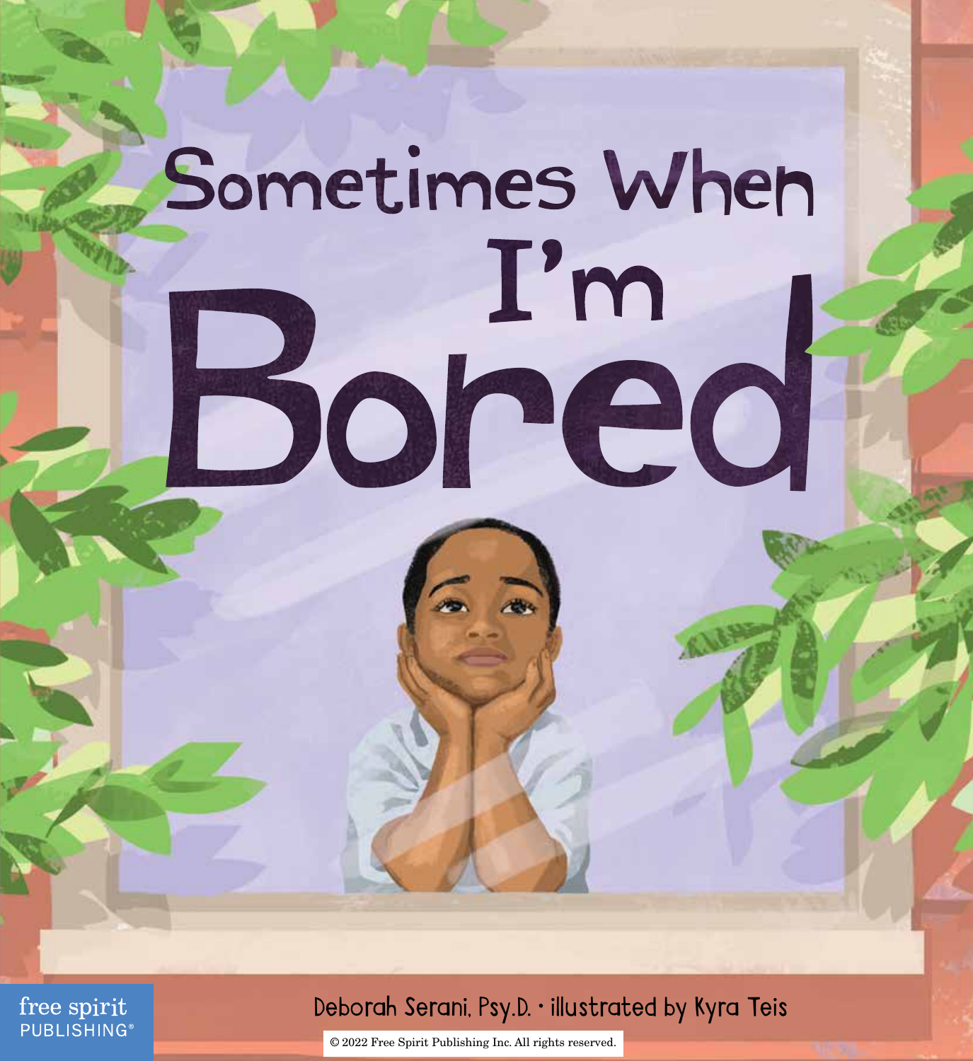# Sometimes When I'm Bored

Deborah Serani, Psy.D. • illustrated by Kyra Teis

free spirit PUBLISHING®

© 2022 Free Spirit Publishing Inc. All rights reserved.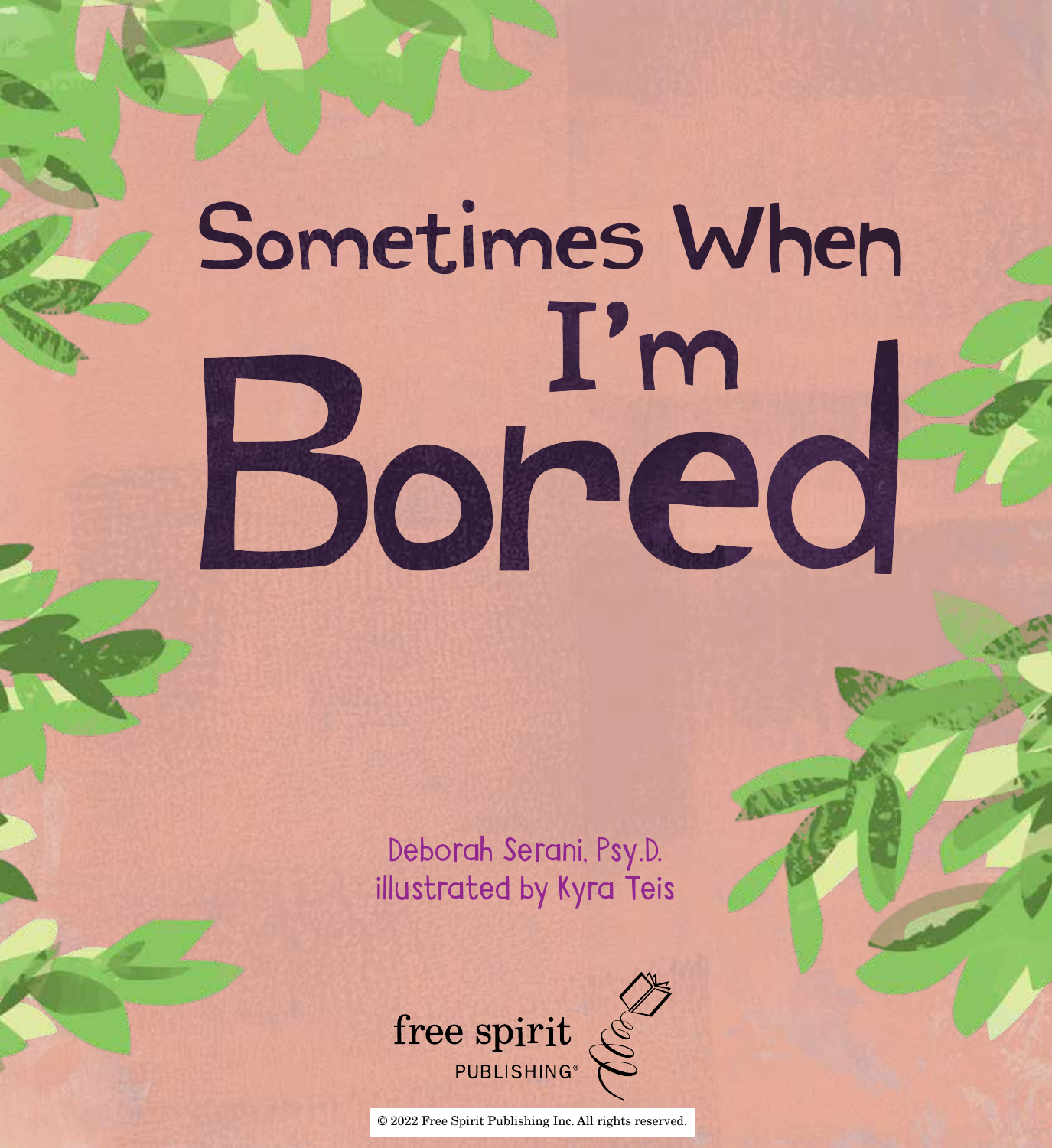# Sometimes When I'm Bored

Deborah Serani, Psy.D.
illustrated by Kyra Teis

free spirit PUBLISHING®

© 2022 Free Spirit Publishing Inc. All rights reserved.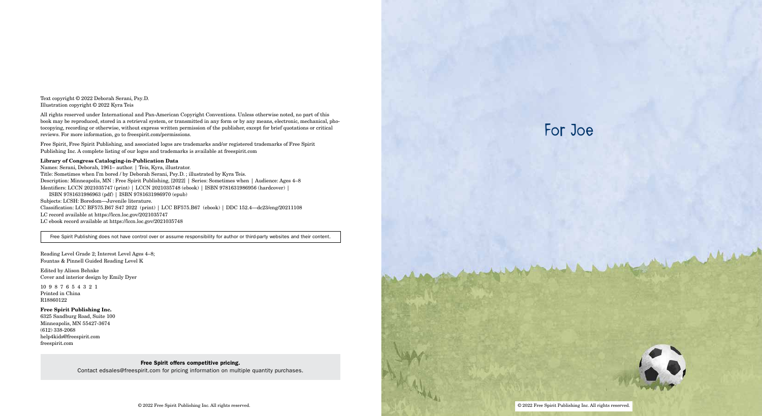Text copyright © 2022 Deborah Serani, Psy.D.
Illustration copyright © 2022 Kyra Teis

All rights reserved under International and Pan-American Copyright Conventions. Unless otherwise noted, no part of this book may be reproduced, stored in a retrieval system, or transmitted in any form or by any means, electronic, mechanical, photocopying, recording or otherwise, without express written permission of the publisher, except for brief quotations or critical reviews. For more information, go to freespirit.com/permissions.

Free Spirit, Free Spirit Publishing, and associated logos are trademarks and/or registered trademarks of Free Spirit Publishing Inc. A complete listing of our logos and trademarks is available at freespirit.com

**Library of Congress Cataloging-in-Publication Data**
Names: Serani, Deborah, 1961– author. | Teis, Kyra, illustrator.
Title: Sometimes when I'm bored / by Deborah Serani, Psy.D. ; illustrated by Kyra Teis.
Description: Minneapolis, MN : Free Spirit Publishing, [2022] | Series: Sometimes when | Audience: Ages 4–8
Identifiers: LCCN 2021035747 (print) | LCCN 2021035748 (ebook) | ISBN 9781631986956 (hardcover) | ISBN 9781631986963 (pdf) | ISBN 9781631986970 (epub)
Subjects: LCSH: Boredom—Juvenile literature.
Classification: LCC BF575.B67 S47 2022 (print) | LCC BF575.B67 (ebook) | DDC 152.4—dc23/eng/20211108
LC record available at https://lccn.loc.gov/2021035747
LC ebook record available at https://lccn.loc.gov/2021035748

Free Spirit Publishing does not have control over or assume responsibility for author or third-party websites and their content.

Reading Level Grade 2; Interest Level Ages 4–8;
Fountas & Pinnell Guided Reading Level K

Edited by Alison Behnke
Cover and interior design by Emily Dyer

10 9 8 7 6 5 4 3 2 1
Printed in China
R18860122

**Free Spirit Publishing Inc.**
6325 Sandburg Road, Suite 100
Minneapolis, MN 55427-3674
(612) 338-2068
help4kids@freespirit.com
freespirit.com

**Free Spirit offers competitive pricing.**
Contact edsales@freespirit.com for pricing information on multiple quantity purchases.

For Joe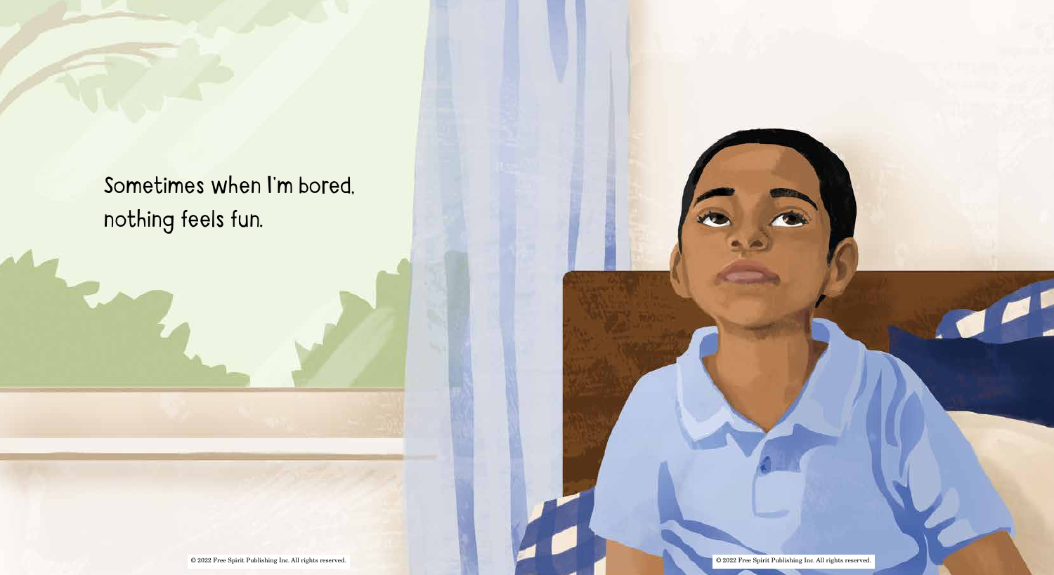Sometimes when I'm bored,
nothing feels fun.

© 2022 Free Spirit Publishing Inc. All rights reserved.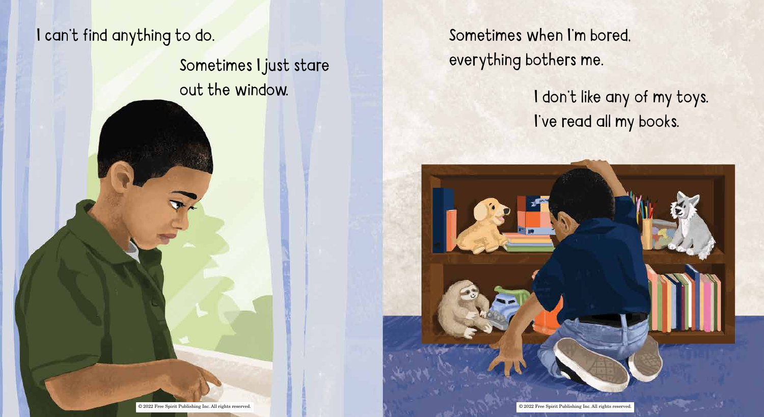I can't find anything to do.

Sometimes I just stare out the window.

Sometimes when I'm bored, everything bothers me.

I don't like any of my toys. I've read all my books.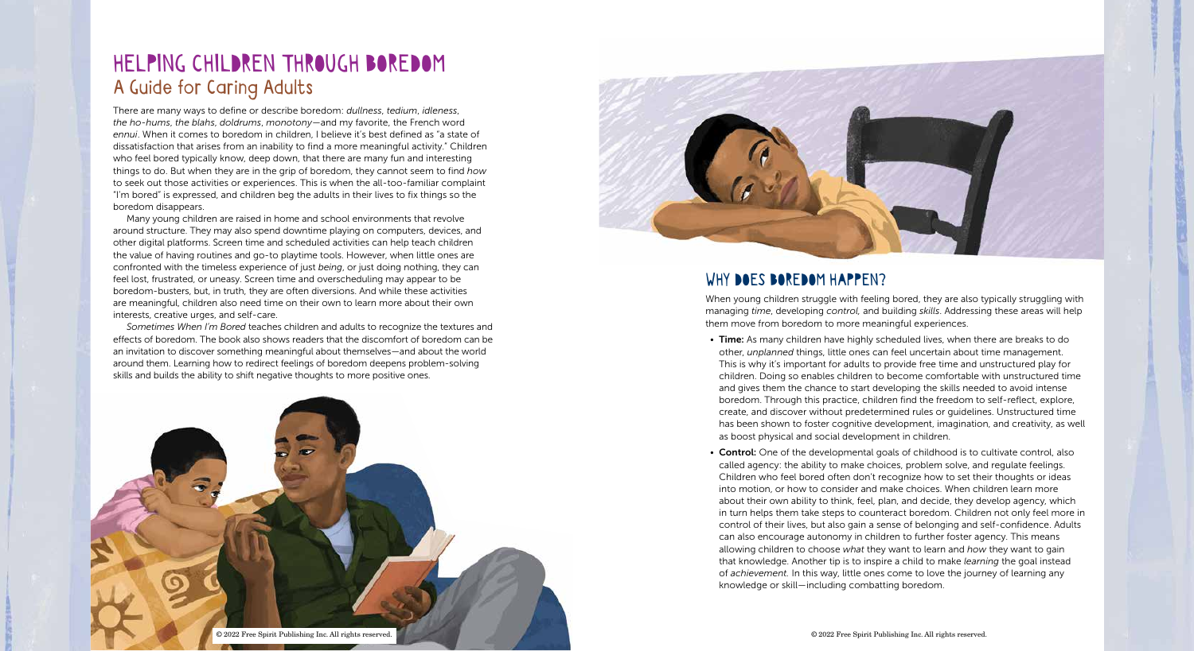# Helping Children Through Boredom

## A Guide for Caring Adults

There are many ways to define or describe boredom: *dullness*, *tedium*, *idleness*, *the ho-hums*, *the blahs*, *doldrums*, *monotony*—and my favorite, the French word *ennui*. When it comes to boredom in children, I believe it's best defined as "a state of dissatisfaction that arises from an inability to find a more meaningful activity." Children who feel bored typically know, deep down, that there are many fun and interesting things to do. But when they are in the grip of boredom, they cannot seem to find *how* to seek out those activities or experiences. This is when the all-too-familiar complaint "I'm bored" is expressed, and children beg the adults in their lives to fix things so the boredom disappears.

Many young children are raised in home and school environments that revolve around structure. They may also spend downtime playing on computers, devices, and other digital platforms. Screen time and scheduled activities can help teach children the value of having routines and go-to playtime tools. However, when little ones are confronted with the timeless experience of just *being*, or just doing nothing, they can feel lost, frustrated, or uneasy. Screen time and overscheduling may appear to be boredom-busters, but, in truth, they are often diversions. And while these activities are meaningful, children also need time on their own to learn more about their own interests, creative urges, and self-care.

*Sometimes When I'm Bored* teaches children and adults to recognize the textures and effects of boredom. The book also shows readers that the discomfort of boredom can be an invitation to discover something meaningful about themselves—and about the world around them. Learning how to redirect feelings of boredom deepens problem-solving skills and builds the ability to shift negative thoughts to more positive ones.

## Why Does Boredom Happen?

When young children struggle with feeling bored, they are also typically struggling with managing *time*, developing *control*, and building *skills*. Addressing these areas will help them move from boredom to more meaningful experiences.

- **Time:** As many children have highly scheduled lives, when there are breaks to do other, *unplanned* things, little ones can feel uncertain about time management. This is why it's important for adults to provide free time and unstructured play for children. Doing so enables children to become comfortable with unstructured time and gives them the chance to start developing the skills needed to avoid intense boredom. Through this practice, children find the freedom to self-reflect, explore, create, and discover without predetermined rules or guidelines. Unstructured time has been shown to foster cognitive development, imagination, and creativity, as well as boost physical and social development in children.
- **Control:** One of the developmental goals of childhood is to cultivate control, also called agency: the ability to make choices, problem solve, and regulate feelings. Children who feel bored often don't recognize how to set their thoughts or ideas into motion, or how to consider and make choices. When children learn more about their own ability to think, feel, plan, and decide, they develop agency, which in turn helps them take steps to counteract boredom. Children not only feel more in control of their lives, but also gain a sense of belonging and self-confidence. Adults can also encourage autonomy in children to further foster agency. This means allowing children to choose *what* they want to learn and *how* they want to gain that knowledge. Another tip is to inspire a child to make *learning* the goal instead of *achievement*. In this way, little ones come to love the journey of learning any knowledge or skill—including combatting boredom.

© 2022 Free Spirit Publishing Inc. All rights reserved.